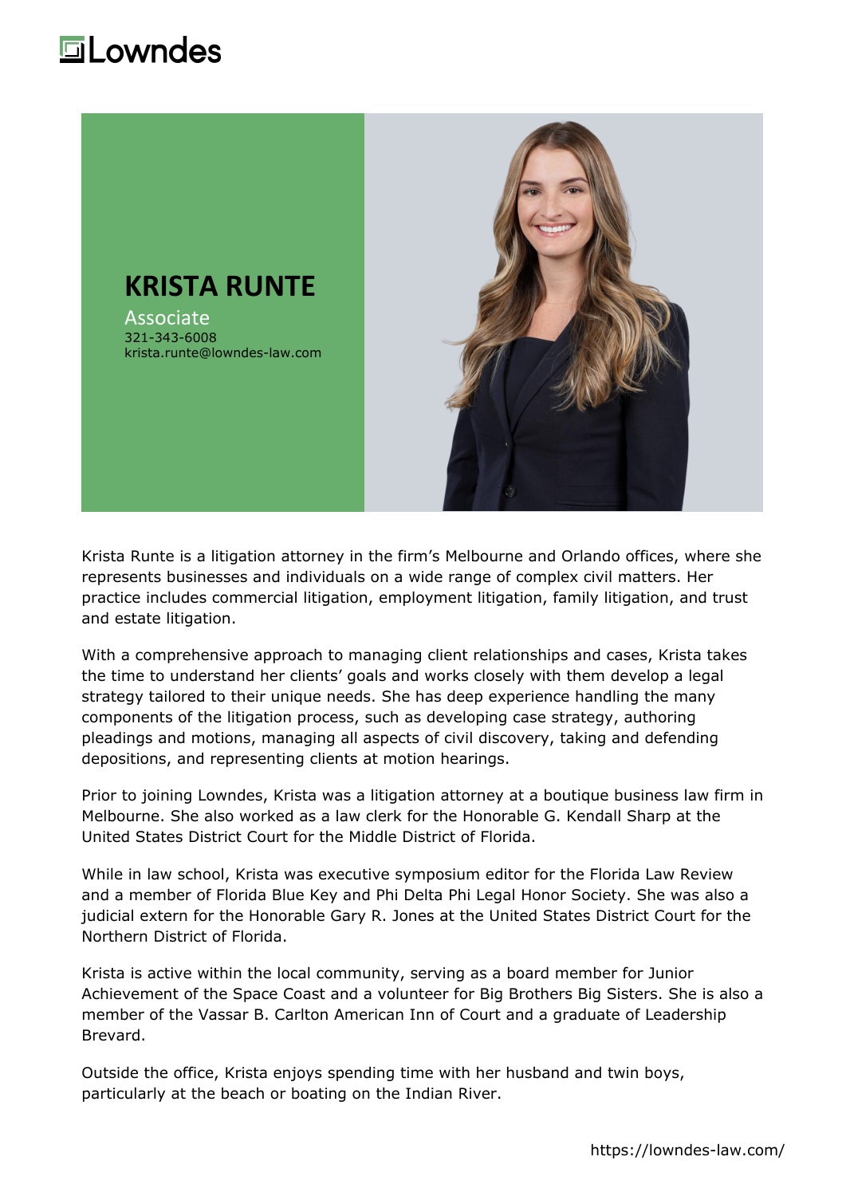Lowndes

# KRISTA RUNTE

Associate
321-343-6008
krista.runte@lowndes-law.com

Krista Runte is a litigation attorney in the firm's Melbourne and Orlando offices, where she represents businesses and individuals on a wide range of complex civil matters. Her practice includes commercial litigation, employment litigation, family litigation, and trust and estate litigation.

With a comprehensive approach to managing client relationships and cases, Krista takes the time to understand her clients' goals and works closely with them develop a legal strategy tailored to their unique needs. She has deep experience handling the many components of the litigation process, such as developing case strategy, authoring pleadings and motions, managing all aspects of civil discovery, taking and defending depositions, and representing clients at motion hearings.

Prior to joining Lowndes, Krista was a litigation attorney at a boutique business law firm in Melbourne. She also worked as a law clerk for the Honorable G. Kendall Sharp at the United States District Court for the Middle District of Florida.

While in law school, Krista was executive symposium editor for the Florida Law Review and a member of Florida Blue Key and Phi Delta Phi Legal Honor Society. She was also a judicial extern for the Honorable Gary R. Jones at the United States District Court for the Northern District of Florida.

Krista is active within the local community, serving as a board member for Junior Achievement of the Space Coast and a volunteer for Big Brothers Big Sisters. She is also a member of the Vassar B. Carlton American Inn of Court and a graduate of Leadership Brevard.

Outside the office, Krista enjoys spending time with her husband and twin boys, particularly at the beach or boating on the Indian River.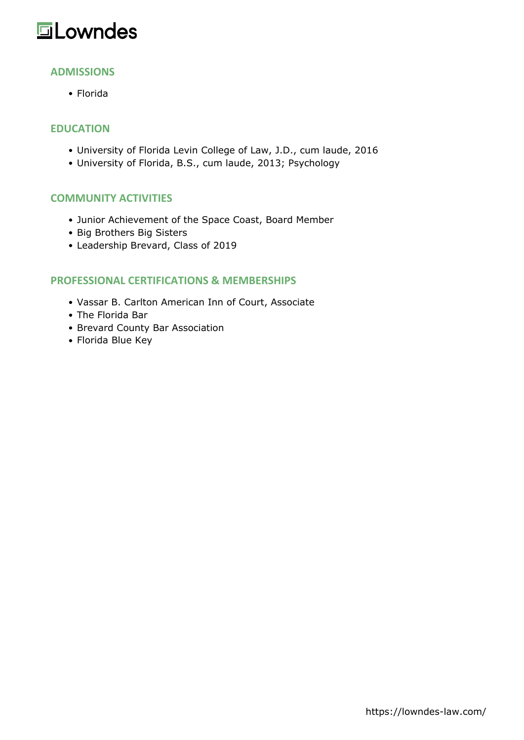## ADMISSIONS

- Florida

## EDUCATION

- University of Florida Levin College of Law, J.D., cum laude, 2016
- University of Florida, B.S., cum laude, 2013; Psychology

## COMMUNITY ACTIVITIES

- Junior Achievement of the Space Coast, Board Member
- Big Brothers Big Sisters
- Leadership Brevard, Class of 2019

## PROFESSIONAL CERTIFICATIONS & MEMBERSHIPS

- Vassar B. Carlton American Inn of Court, Associate
- The Florida Bar
- Brevard County Bar Association
- Florida Blue Key